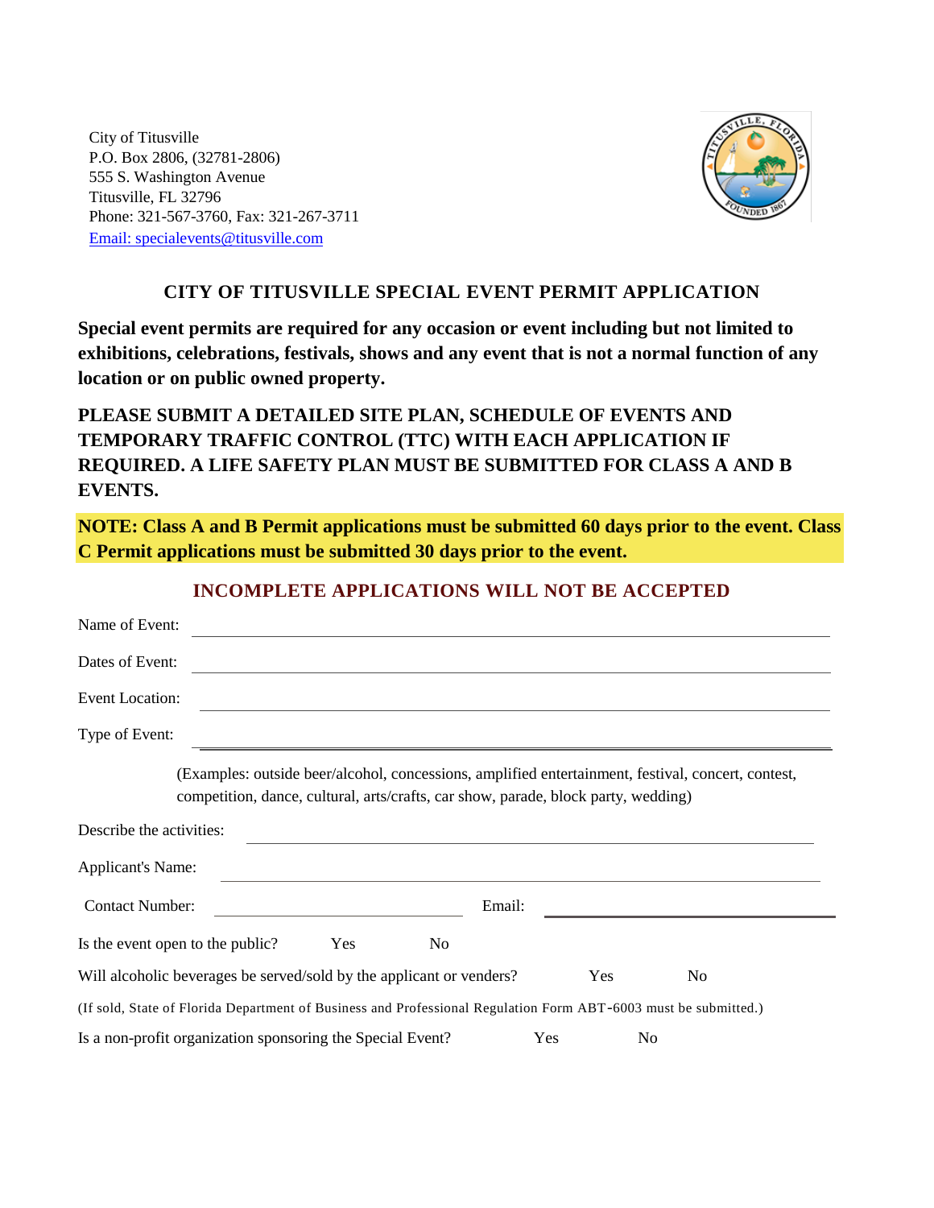City of Titusville
P.O. Box 2806, (32781-2806)
555 S. Washington Avenue
Titusville, FL 32796
Phone: 321-567-3760, Fax: 321-267-3711
Email: specialevents@titusville.com

## CITY OF TITUSVILLE SPECIAL EVENT PERMIT APPLICATION

**Special event permits are required for any occasion or event including but not limited to exhibitions, celebrations, festivals, shows and any event that is not a normal function of any location or on public owned property.**

**PLEASE SUBMIT A DETAILED SITE PLAN, SCHEDULE OF EVENTS AND TEMPORARY TRAFFIC CONTROL (TTC) WITH EACH APPLICATION IF REQUIRED. A LIFE SAFETY PLAN MUST BE SUBMITTED FOR CLASS A AND B EVENTS.**

**NOTE: Class A and B Permit applications must be submitted 60 days prior to the event. Class C Permit applications must be submitted 30 days prior to the event.**

**INCOMPLETE APPLICATIONS WILL NOT BE ACCEPTED**

Name of Event: ____________________

Dates of Event: ____________________

Event Location: ____________________

Type of Event: ____________________

(Examples: outside beer/alcohol, concessions, amplified entertainment, festival, concert, contest, competition, dance, cultural, arts/crafts, car show, parade, block party, wedding)

Describe the activities: ____________________

Applicant's Name: ____________________

Contact Number: ____________________ Email: ____________________

Is the event open to the public? Yes No

Will alcoholic beverages be served/sold by the applicant or venders? Yes No

(If sold, State of Florida Department of Business and Professional Regulation Form ABT-6003 must be submitted.)

Is a non-profit organization sponsoring the Special Event? Yes No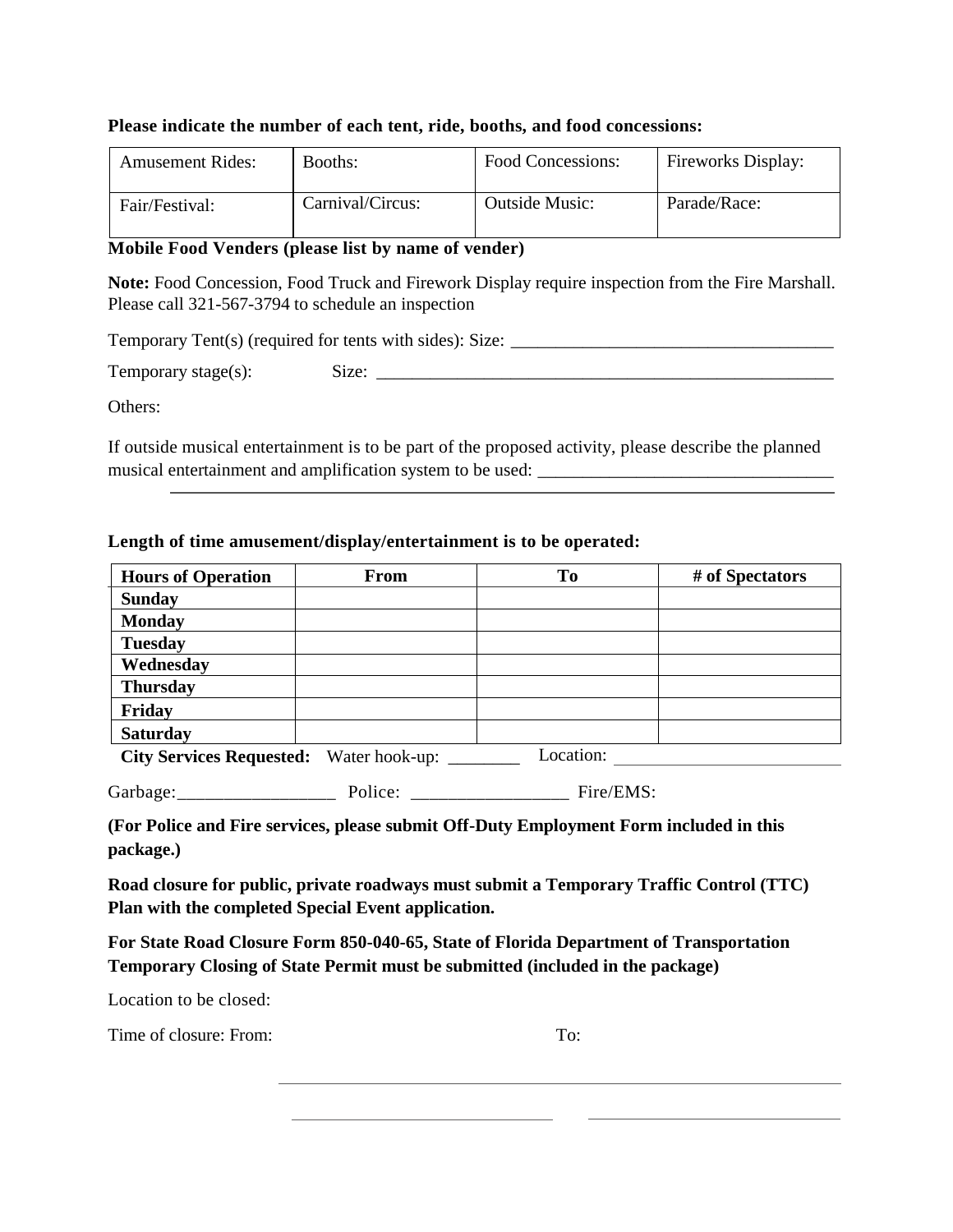**Please indicate the number of each tent, ride, booths, and food concessions:**

| Amusement Rides: | Booths: | Food Concessions: | Fireworks Display: |
|---|---|---|---|
| Fair/Festival: | Carnival/Circus: | Outside Music: | Parade/Race: |

**Mobile Food Venders (please list by name of vender)**

**Note:** Food Concession, Food Truck and Firework Display require inspection from the Fire Marshall. Please call 321-567-3794 to schedule an inspection

Temporary Tent(s) (required for tents with sides): Size: ____________________________________

Temporary stage(s): Size: ____________________________________________________

Others:

If outside musical entertainment is to be part of the proposed activity, please describe the planned musical entertainment and amplification system to be used: ________________________________
____________________________________________________________________________

**Length of time amusement/display/entertainment is to be operated:**

| Hours of Operation | From | To | # of Spectators |
|---|---|---|---|
| **Sunday** | | | |
| **Monday** | | | |
| **Tuesday** | | | |
| **Wednesday** | | | |
| **Thursday** | | | |
| **Friday** | | | |
| **Saturday** | | | |

**City Services Requested:** Water hook-up: ________ Location: ________________________

Garbage:_________________ Police: _________________ Fire/EMS:

**(For Police and Fire services, please submit Off-Duty Employment Form included in this package.)**

**Road closure for public, private roadways must submit a Temporary Traffic Control (TTC) Plan with the completed Special Event application.**

**For State Road Closure Form 850-040-65, State of Florida Department of Transportation Temporary Closing of State Permit must be submitted (included in the package)**

Location to be closed:

Time of closure: From: To: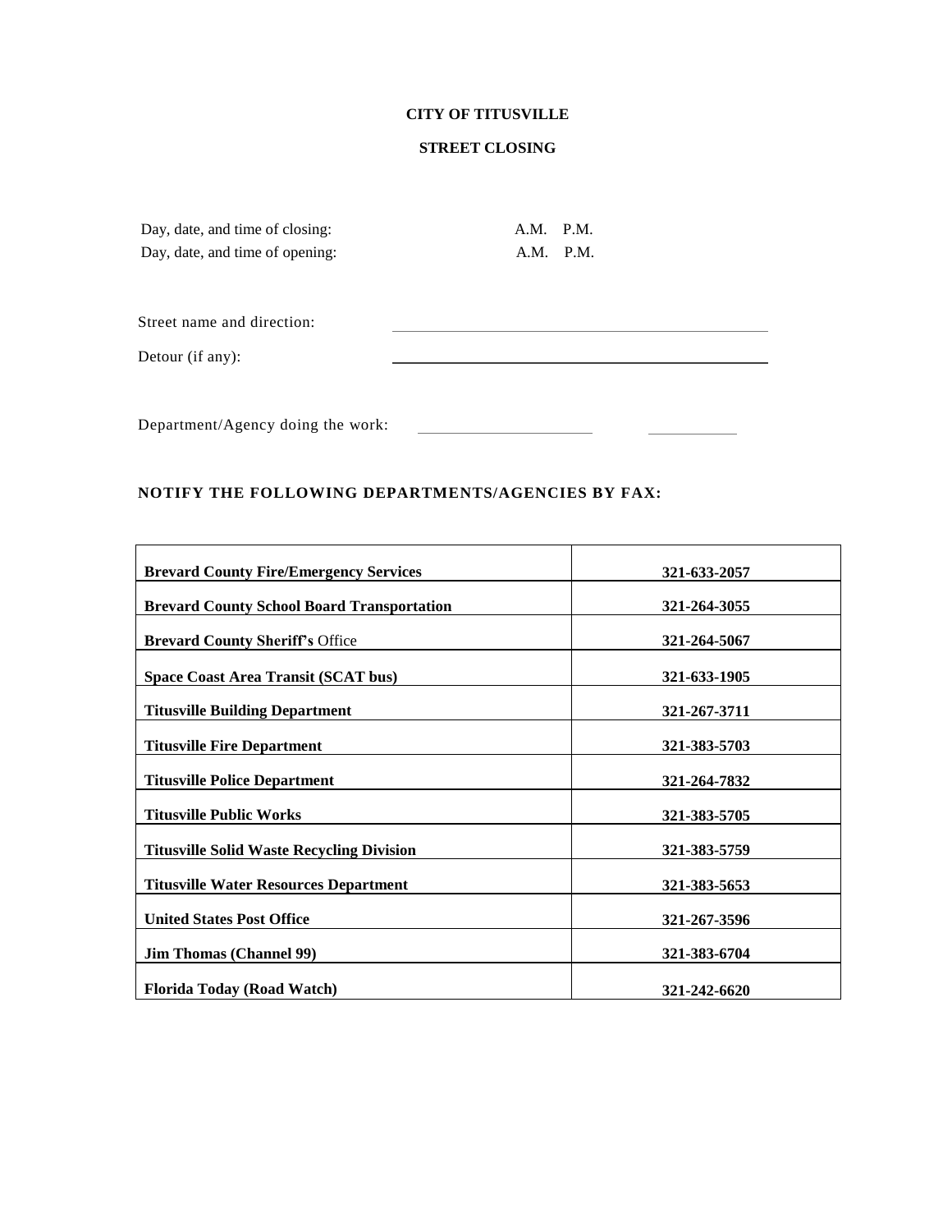**CITY OF TITUSVILLE**

**STREET CLOSING**

Day, date, and time of closing: A.M. P.M.

Day, date, and time of opening: A.M. P.M.

Street name and direction: ______________________________

Detour (if any): ______________________________

Department/Agency doing the work: ______________ ________

**NOTIFY THE FOLLOWING DEPARTMENTS/AGENCIES BY FAX:**

| | |
|---|---|
| **Brevard County Fire/Emergency Services** | **321-633-2057** |
| **Brevard County School Board Transportation** | **321-264-3055** |
| **Brevard County Sheriff's** Office | **321-264-5067** |
| **Space Coast Area Transit (SCAT bus)** | **321-633-1905** |
| **Titusville Building Department** | **321-267-3711** |
| **Titusville Fire Department** | **321-383-5703** |
| **Titusville Police Department** | **321-264-7832** |
| **Titusville Public Works** | **321-383-5705** |
| **Titusville Solid Waste Recycling Division** | **321-383-5759** |
| **Titusville Water Resources Department** | **321-383-5653** |
| **United States Post Office** | **321-267-3596** |
| **Jim Thomas (Channel 99)** | **321-383-6704** |
| **Florida Today (Road Watch)** | **321-242-6620** |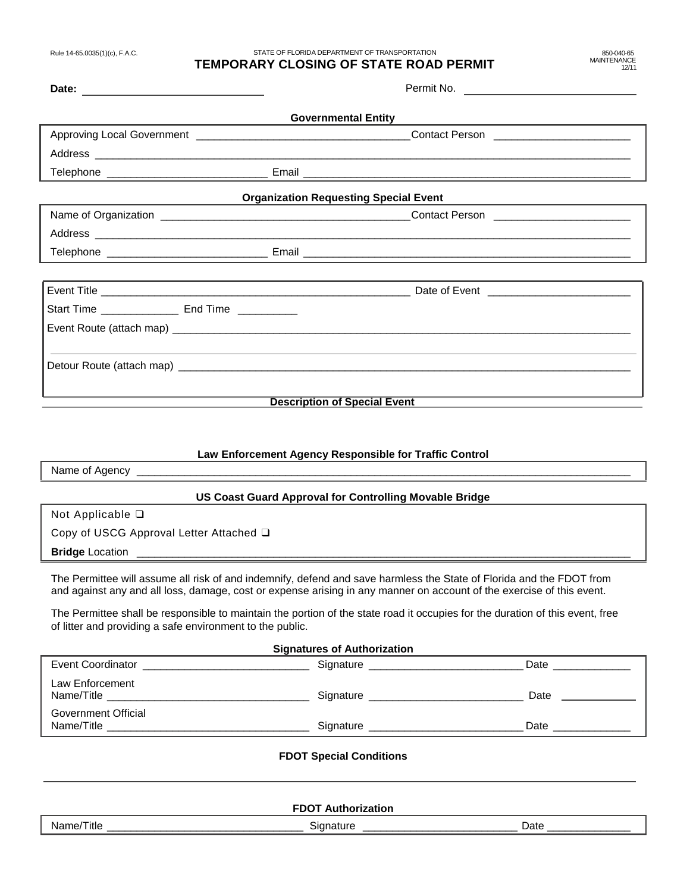Rule 14-65.0035(1)(c), F.A.C.

STATE OF FLORIDA DEPARTMENT OF TRANSPORTATION

# TEMPORARY CLOSING OF STATE ROAD PERMIT

850-040-65
MAINTENANCE
12/11

**Date:** ______________________________ Permit No. ______________________________

### Governmental Entity

Approving Local Government ___________________________________ Contact Person ______________________

Address ___________________________________________________________________________________________

Telephone __________________________ Email ______________________________________________________

### Organization Requesting Special Event

Name of Organization __________________________________________ Contact Person ______________________

Address ___________________________________________________________________________________________

Telephone __________________________ Email ______________________________________________________

Event Title ____________________________________________________ Date of Event ________________________

Start Time _____________ End Time _________

Event Route (attach map) __________________________________________________________________________

Detour Route (attach map) _________________________________________________________________________

### Description of Special Event

### Law Enforcement Agency Responsible for Traffic Control

Name of Agency ___________________________________________________________________________________

### US Coast Guard Approval for Controlling Movable Bridge

Not Applicable ❑

Copy of USCG Approval Letter Attached ❑

**Bridge** Location _________________________________________________________________________________

The Permittee will assume all risk of and indemnify, defend and save harmless the State of Florida and the FDOT from and against any and all loss, damage, cost or expense arising in any manner on account of the exercise of this event.

The Permittee shall be responsible to maintain the portion of the state road it occupies for the duration of this event, free of litter and providing a safe environment to the public.

### Signatures of Authorization

Event Coordinator ____________________________ Signature __________________________ Date _____________

Law Enforcement
Name/Title __________________________________ Signature __________________________ Date _____________

Government Official
Name/Title __________________________________ Signature __________________________ Date _____________

### FDOT Special Conditions

### FDOT Authorization

Name/Title ________________________________ Signature __________________________ Date ______________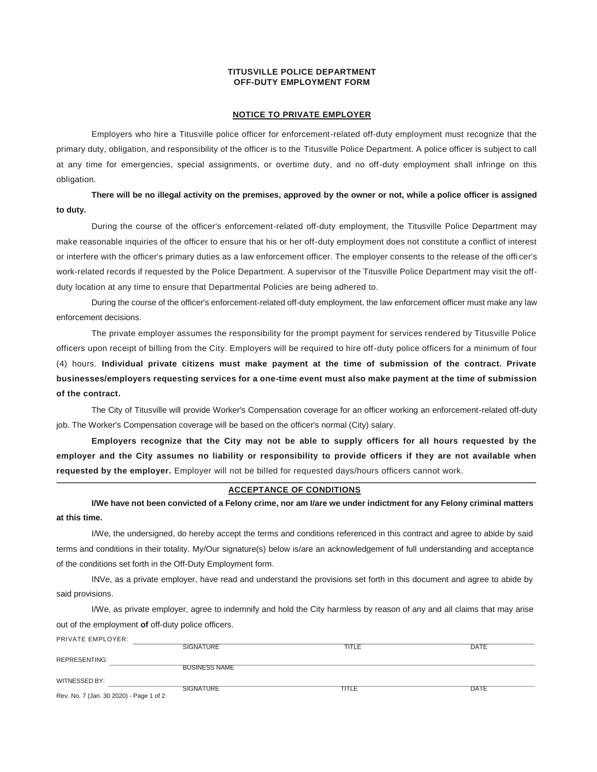# TITUSVILLE POLICE DEPARTMENT
# OFF-DUTY EMPLOYMENT FORM

## NOTICE TO PRIVATE EMPLOYER

Employers who hire a Titusville police officer for enforcement-related off-duty employment must recognize that the primary duty, obligation, and responsibility of the officer is to the Titusville Police Department. A police officer is subject to call at any time for emergencies, special assignments, or overtime duty, and no off-duty employment shall infringe on this obligation.

**There will be no illegal activity on the premises, approved by the owner or not, while a police officer is assigned to duty.**

During the course of the officer's enforcement-related off-duty employment, the Titusville Police Department may make reasonable inquiries of the officer to ensure that his or her off-duty employment does not constitute a conflict of interest or interfere with the officer's primary duties as a law enforcement officer. The employer consents to the release of the officer's work-related records if requested by the Police Department. A supervisor of the Titusville Police Department may visit the off-duty location at any time to ensure that Departmental Policies are being adhered to.

During the course of the officer's enforcement-related off-duty employment, the law enforcement officer must make any law enforcement decisions.

The private employer assumes the responsibility for the prompt payment for services rendered by Titusville Police officers upon receipt of billing from the City. Employers will be required to hire off-duty police officers for a minimum of four (4) hours. **Individual private citizens must make payment at the time of submission of the contract. Private businesses/employers requesting services for a one-time event must also make payment at the time of submission of the contract.**

The City of Titusville will provide Worker's Compensation coverage for an officer working an enforcement-related off-duty job. The Worker's Compensation coverage will be based on the officer's normal (City) salary.

**Employers recognize that the City may not be able to supply officers for all hours requested by the employer and the City assumes no liability or responsibility to provide officers if they are not available when requested by the employer.** Employer will not be billed for requested days/hours officers cannot work.

---

## ACCEPTANCE OF CONDITIONS

**I/We have not been convicted of a Felony crime, nor am I/are we under indictment for any Felony criminal matters at this time.**

I/We, the undersigned, do hereby accept the terms and conditions referenced in this contract and agree to abide by said terms and conditions in their totality. My/Our signature(s) below is/are an acknowledgement of full understanding and acceptance of the conditions set forth in the Off-Duty Employment form.

INVe, as a private employer, have read and understand the provisions set forth in this document and agree to abide by said provisions.

I/We, as private employer, agree to indemnify and hold the City harmless by reason of any and all claims that may arise out of the employment **of** off-duty police officers.

PRIVATE EMPLOYER: ______________________________
SIGNATURE &nbsp;&nbsp;&nbsp;&nbsp; TITLE &nbsp;&nbsp;&nbsp;&nbsp; DATE

REPRESENTING: ______________________________
BUSINESS NAME

WITNESSED BY: ______________________________
SIGNATURE &nbsp;&nbsp;&nbsp;&nbsp; TITLE &nbsp;&nbsp;&nbsp;&nbsp; DATE

Rev. No. 7 (Jan. 30 2020) - Page 1 of 2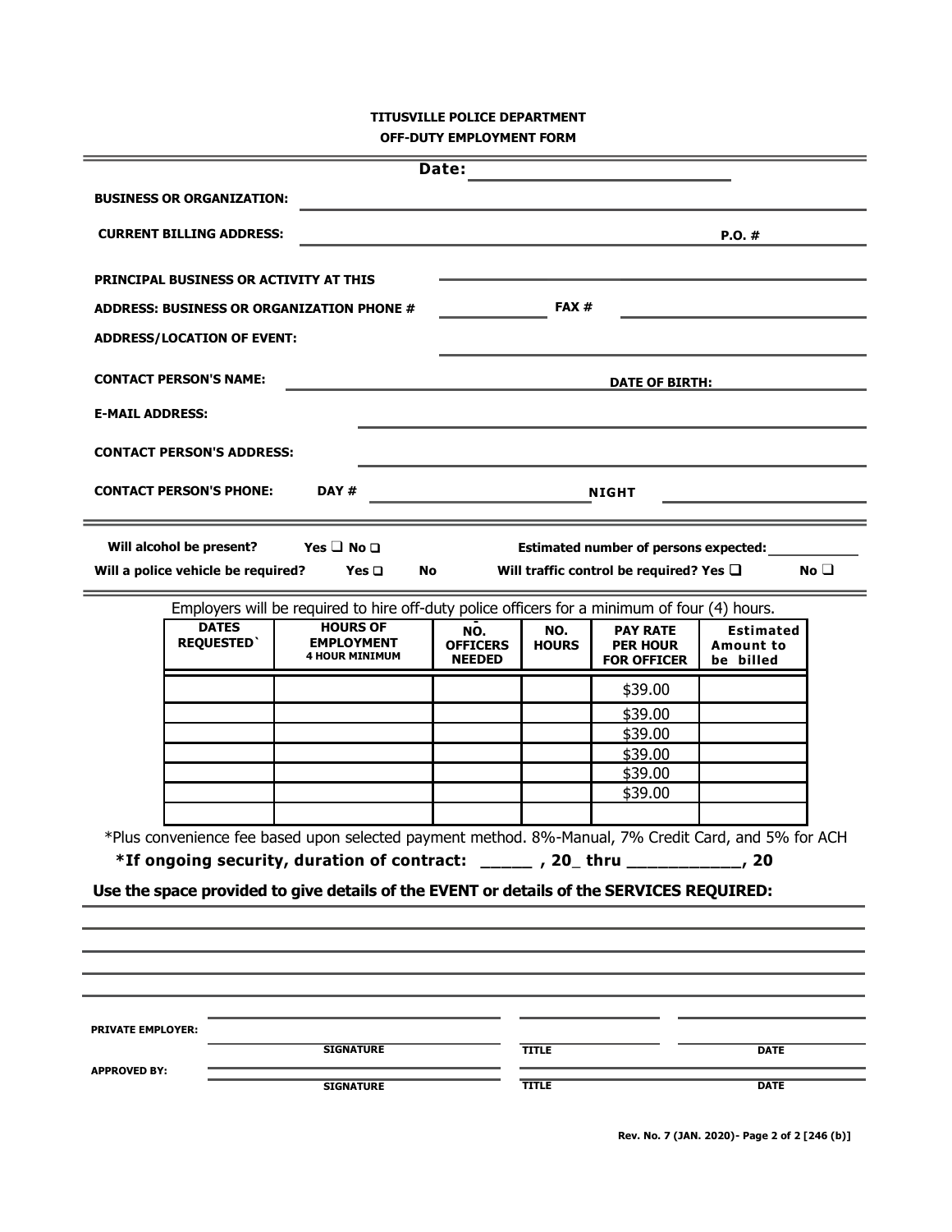# TITUSVILLE POLICE DEPARTMENT

## OFF-DUTY EMPLOYMENT FORM

**Date:** ______________________

**BUSINESS OR ORGANIZATION:** ______________________

**CURRENT BILLING ADDRESS:** ______________________ **P.O. #** ______________________

**PRINCIPAL BUSINESS OR ACTIVITY AT THIS** ______________________

**ADDRESS: BUSINESS OR ORGANIZATION PHONE #** ______________________ **FAX #** ______________________

**ADDRESS/LOCATION OF EVENT:** ______________________

**CONTACT PERSON'S NAME:** ______________________ **DATE OF BIRTH:** ______________________

**E-MAIL ADDRESS:** ______________________

**CONTACT PERSON'S ADDRESS:** ______________________

**CONTACT PERSON'S PHONE:** **DAY #** ______________________ **NIGHT** ______________________

---

**Will alcohol be present?** Yes ❑ No ❑

**Estimated number of persons expected:** ______________________

**Will a police vehicle be required?** Yes ❑ No

**Will traffic control be required?** Yes ❑ No ❑

---

Employers will be required to hire off-duty police officers for a minimum of four (4) hours.

| DATES REQUESTED` | HOURS OF EMPLOYMENT 4 HOUR MINIMUM | NO. OFFICERS NEEDED | NO. HOURS | PAY RATE PER HOUR FOR OFFICER | Estimated Amount to be billed |
|---|---|---|---|---|---|
| | | | | $39.00 | |
| | | | | $39.00 | |
| | | | | $39.00 | |
| | | | | $39.00 | |
| | | | | $39.00 | |
| | | | | $39.00 | |
| | | | | | |

*Plus convenience fee based upon selected payment method. 8%-Manual, 7% Credit Card, and 5% for ACH

**\*If ongoing security, duration of contract: _____ , 20_ thru ___________, 20**

**Use the space provided to give details of the EVENT or details of the SERVICES REQUIRED:**

______________________

______________________

______________________

______________________

**PRIVATE EMPLOYER:** ______________________ ______________________ ______________________

SIGNATURE | TITLE | DATE

**APPROVED BY:** ______________________ ______________________ ______________________

SIGNATURE | TITLE | DATE

Rev. No. 7 (JAN. 2020)- Page 2 of 2 [246 (b)]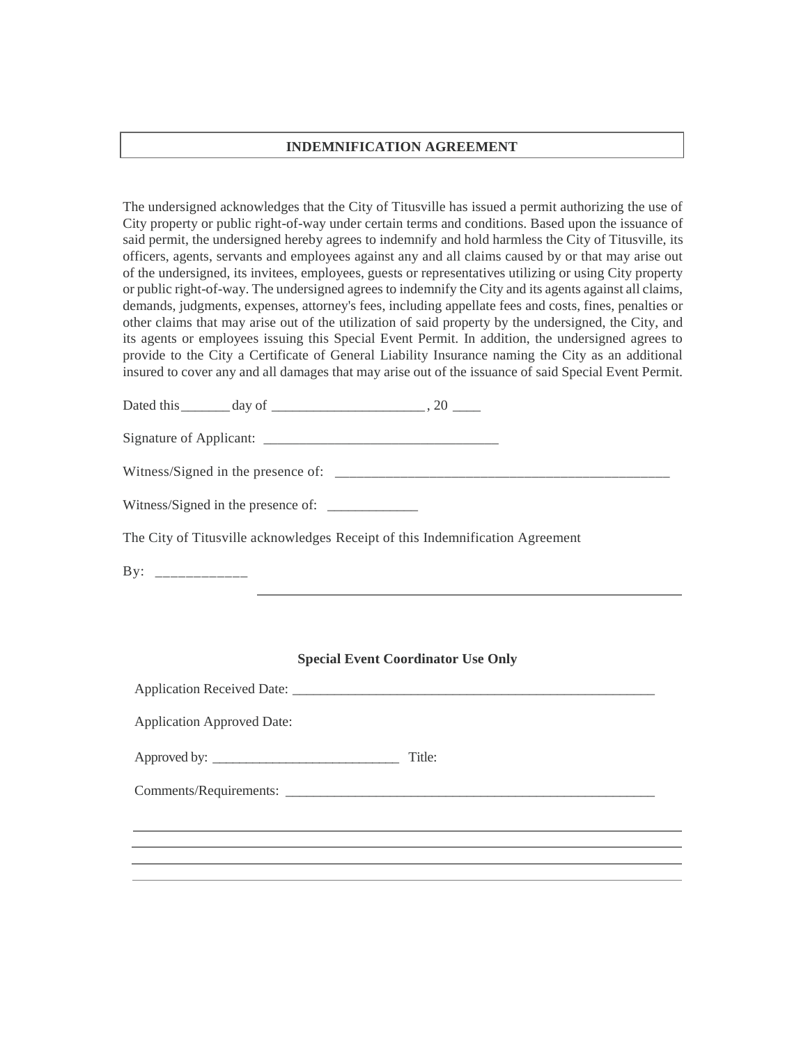## INDEMNIFICATION AGREEMENT

The undersigned acknowledges that the City of Titusville has issued a permit authorizing the use of City property or public right-of-way under certain terms and conditions. Based upon the issuance of said permit, the undersigned hereby agrees to indemnify and hold harmless the City of Titusville, its officers, agents, servants and employees against any and all claims caused by or that may arise out of the undersigned, its invitees, employees, guests or representatives utilizing or using City property or public right-of-way. The undersigned agrees to indemnify the City and its agents against all claims, demands, judgments, expenses, attorney's fees, including appellate fees and costs, fines, penalties or other claims that may arise out of the utilization of said property by the undersigned, the City, and its agents or employees issuing this Special Event Permit. In addition, the undersigned agrees to provide to the City a Certificate of General Liability Insurance naming the City as an additional insured to cover any and all damages that may arise out of the issuance of said Special Event Permit.

Dated this_______ day of ______________________ , 20 ____

Signature of Applicant: _________________________________

Witness/Signed in the presence of: _________________________________________________

Witness/Signed in the presence of: _____________

The City of Titusville acknowledges Receipt of this Indemnification Agreement

By: ____________

**Special Event Coordinator Use Only**

Application Received Date: ______________________________________________________

Application Approved Date:

Approved by: ___________________________ Title:

Comments/Requirements: ______________________________________________________